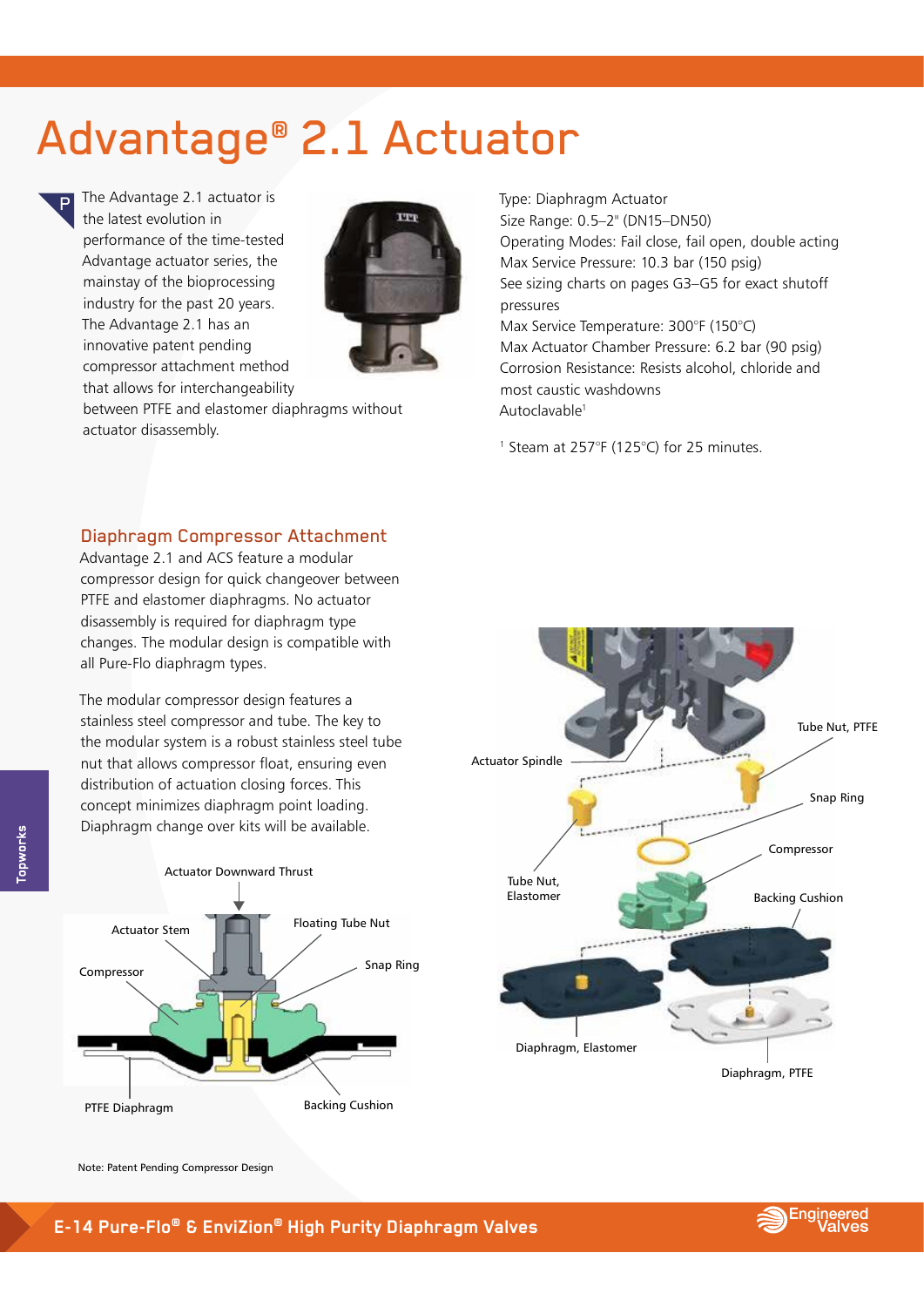# Advantage® 2.1 Actuator

The Advantage 2.1 actuator is the latest evolution in performance of the time-tested Advantage actuator series, the mainstay of the bioprocessing industry for the past 20 years. The Advantage 2.1 has an innovative patent pending compressor attachment method that allows for interchangeability between PTFE and elastomer diaphragms without actuator disassembly.

Type: Diaphragm Actuator
Size Range: 0.5–2" (DN15–DN50)
Operating Modes: Fail close, fail open, double acting
Max Service Pressure: 10.3 bar (150 psig)
See sizing charts on pages G3–G5 for exact shutoff pressures
Max Service Temperature: 300°F (150°C)
Max Actuator Chamber Pressure: 6.2 bar (90 psig)
Corrosion Resistance: Resists alcohol, chloride and most caustic washdowns
Autoclavable[1]

[1] Steam at 257°F (125°C) for 25 minutes.

## Diaphragm Compressor Attachment

Advantage 2.1 and ACS feature a modular compressor design for quick changeover between PTFE and elastomer diaphragms. No actuator disassembly is required for diaphragm type changes. The modular design is compatible with all Pure-Flo diaphragm types.

The modular compressor design features a stainless steel compressor and tube. The key to the modular system is a robust stainless steel tube nut that allows compressor float, ensuring even distribution of actuation closing forces. This concept minimizes diaphragm point loading. Diaphragm change over kits will be available.

Note: Patent Pending Compressor Design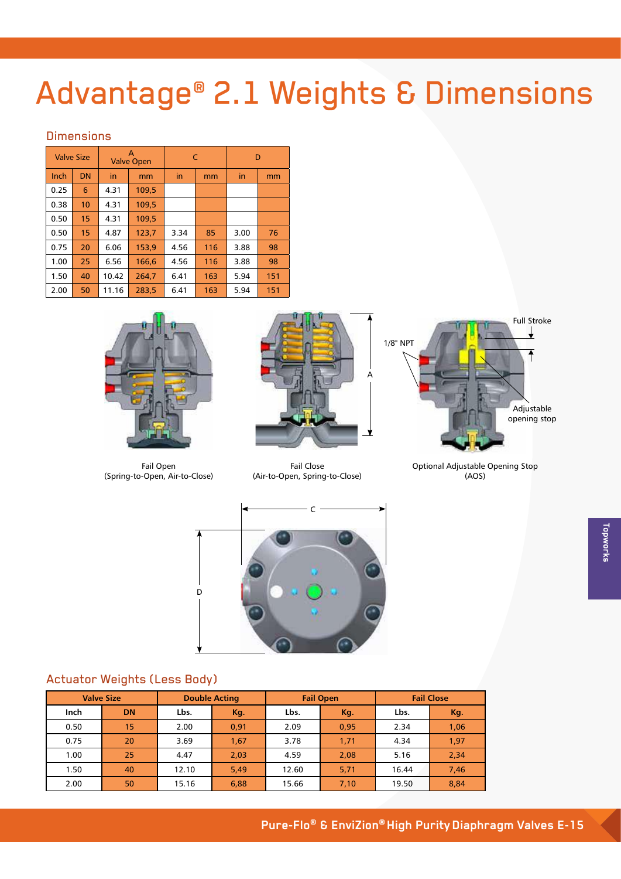# Advantage® 2.1 Weights & Dimensions

## Dimensions

| Valve Size | | A Valve Open | | C | | D | |
|---|---|---|---|---|---|---|---|
| Inch | DN | in | mm | in | mm | in | mm |
| 0.25 | 6 | 4.31 | 109,5 | | | | |
| 0.38 | 10 | 4.31 | 109,5 | | | | |
| 0.50 | 15 | 4.31 | 109,5 | | | | |
| 0.50 | 15 | 4.87 | 123,7 | 3.34 | 85 | 3.00 | 76 |
| 0.75 | 20 | 6.06 | 153,9 | 4.56 | 116 | 3.88 | 98 |
| 1.00 | 25 | 6.56 | 166,6 | 4.56 | 116 | 3.88 | 98 |
| 1.50 | 40 | 10.42 | 264,7 | 6.41 | 163 | 5.94 | 151 |
| 2.00 | 50 | 11.16 | 283,5 | 6.41 | 163 | 5.94 | 151 |

Fail Open
(Spring-to-Open, Air-to-Close)

Fail Close
(Air-to-Open, Spring-to-Close)

Optional Adjustable Opening Stop
(AOS)

## Actuator Weights (Less Body)

| Valve Size | | Double Acting | | Fail Open | | Fail Close | |
|---|---|---|---|---|---|---|---|
| Inch | DN | Lbs. | Kg. | Lbs. | Kg. | Lbs. | Kg. |
| 0.50 | 15 | 2.00 | 0,91 | 2.09 | 0,95 | 2.34 | 1,06 |
| 0.75 | 20 | 3.69 | 1,67 | 3.78 | 1,71 | 4.34 | 1,97 |
| 1.00 | 25 | 4.47 | 2,03 | 4.59 | 2,08 | 5.16 | 2,34 |
| 1.50 | 40 | 12.10 | 5,49 | 12.60 | 5,71 | 16.44 | 7,46 |
| 2.00 | 50 | 15.16 | 6,88 | 15.66 | 7,10 | 19.50 | 8,84 |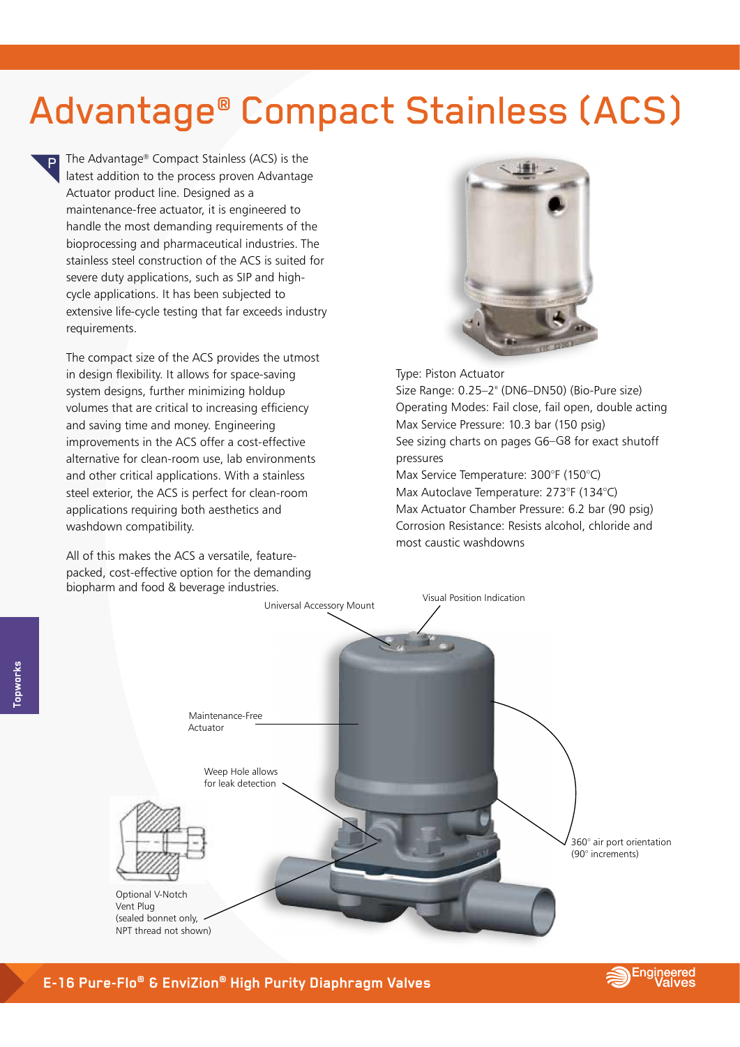# Advantage® Compact Stainless (ACS)

The Advantage® Compact Stainless (ACS) is the latest addition to the process proven Advantage Actuator product line. Designed as a maintenance-free actuator, it is engineered to handle the most demanding requirements of the bioprocessing and pharmaceutical industries. The stainless steel construction of the ACS is suited for severe duty applications, such as SIP and high-cycle applications. It has been subjected to extensive life-cycle testing that far exceeds industry requirements.

The compact size of the ACS provides the utmost in design flexibility. It allows for space-saving system designs, further minimizing holdup volumes that are critical to increasing efficiency and saving time and money. Engineering improvements in the ACS offer a cost-effective alternative for clean-room use, lab environments and other critical applications. With a stainless steel exterior, the ACS is perfect for clean-room applications requiring both aesthetics and washdown compatibility.

All of this makes the ACS a versatile, feature-packed, cost-effective option for the demanding biopharm and food & beverage industries.

Type: Piston Actuator
Size Range: 0.25–2" (DN6–DN50) (Bio-Pure size)
Operating Modes: Fail close, fail open, double acting
Max Service Pressure: 10.3 bar (150 psig)
See sizing charts on pages G6–G8 for exact shutoff pressures
Max Service Temperature: 300°F (150°C)
Max Autoclave Temperature: 273°F (134°C)
Max Actuator Chamber Pressure: 6.2 bar (90 psig)
Corrosion Resistance: Resists alcohol, chloride and most caustic washdowns

Universal Accessory Mount

Visual Position Indication

Maintenance-Free Actuator

Weep Hole allows for leak detection

360° air port orientation (90° increments)

Optional V-Notch Vent Plug (sealed bonnet only, NPT thread not shown)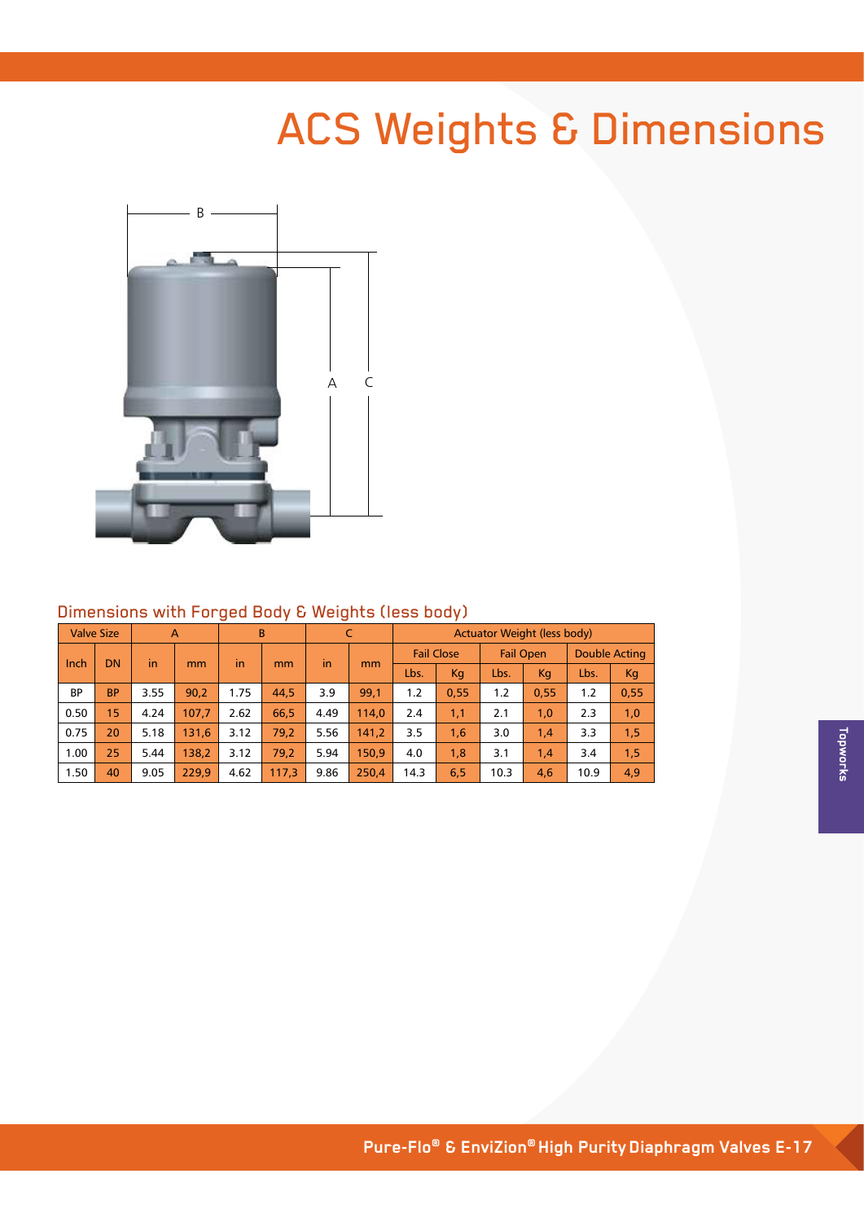# ACS Weights & Dimensions

## Dimensions with Forged Body & Weights (less body)

| Valve Size | | A | | B | | C | | Actuator Weight (less body) | | | | | |
|---|---|---|---|---|---|---|---|---|---|---|---|---|---|
| Inch | DN | in | mm | in | mm | in | mm | Fail Close | | Fail Open | | Double Acting | |
| | | | | | | | | Lbs. | Kg | Lbs. | Kg | Lbs. | Kg |
| BP | BP | 3.55 | 90,2 | 1.75 | 44,5 | 3.9 | 99,1 | 1.2 | 0,55 | 1.2 | 0,55 | 1.2 | 0,55 |
| 0.50 | 15 | 4.24 | 107,7 | 2.62 | 66,5 | 4.49 | 114,0 | 2.4 | 1,1 | 2.1 | 1,0 | 2.3 | 1,0 |
| 0.75 | 20 | 5.18 | 131,6 | 3.12 | 79,2 | 5.56 | 141,2 | 3.5 | 1,6 | 3.0 | 1,4 | 3.3 | 1,5 |
| 1.00 | 25 | 5.44 | 138,2 | 3.12 | 79,2 | 5.94 | 150,9 | 4.0 | 1,8 | 3.1 | 1,4 | 3.4 | 1,5 |
| 1.50 | 40 | 9.05 | 229,9 | 4.62 | 117,3 | 9.86 | 250,4 | 14.3 | 6,5 | 10.3 | 4,6 | 10.9 | 4,9 |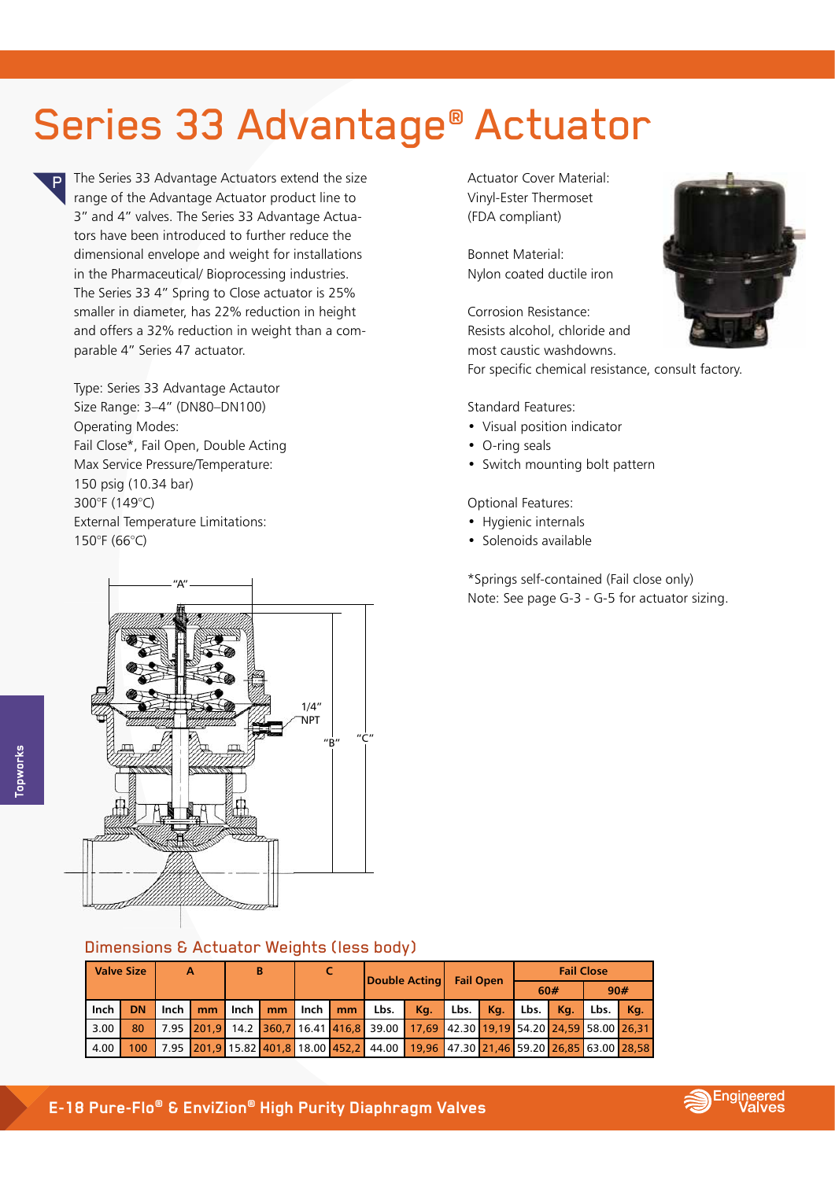# Series 33 Advantage® Actuator

The Series 33 Advantage Actuators extend the size range of the Advantage Actuator product line to 3" and 4" valves. The Series 33 Advantage Actuators have been introduced to further reduce the dimensional envelope and weight for installations in the Pharmaceutical/ Bioprocessing industries. The Series 33 4" Spring to Close actuator is 25% smaller in diameter, has 22% reduction in height and offers a 32% reduction in weight than a comparable 4" Series 47 actuator.

Type: Series 33 Advantage Actautor
Size Range: 3–4" (DN80–DN100)
Operating Modes:
Fail Close*, Fail Open, Double Acting
Max Service Pressure/Temperature:
150 psig (10.34 bar)
300°F (149°C)
External Temperature Limitations:
150°F (66°C)

Actuator Cover Material:
Vinyl-Ester Thermoset
(FDA compliant)

Bonnet Material:
Nylon coated ductile iron

Corrosion Resistance:
Resists alcohol, chloride and most caustic washdowns.
For specific chemical resistance, consult factory.

Standard Features:

- Visual position indicator
- O-ring seals
- Switch mounting bolt pattern

Optional Features:

- Hygienic internals
- Solenoids available

*Springs self-contained (Fail close only)
Note: See page G-3 - G-5 for actuator sizing.

"A" 1/4" NPT "B" "C"

## Dimensions & Actuator Weights (less body)

| Valve Size | | A | | B | | C | | Double Acting | | Fail Open | | Fail Close | | | |
|---|---|---|---|---|---|---|---|---|---|---|---|---|---|---|---|
| | | | | | | | | | | | | 60# | | 90# | |
| Inch | DN | Inch | mm | Inch | mm | Inch | mm | Lbs. | Kg. | Lbs. | Kg. | Lbs. | Kg. | Lbs. | Kg. |
| 3.00 | 80 | 7.95 | 201,9 | 14.2 | 360,7 | 16.41 | 416,8 | 39.00 | 17,69 | 42.30 | 19,19 | 54.20 | 24,59 | 58.00 | 26,31 |
| 4.00 | 100 | 7.95 | 201,9 | 15.82 | 401,8 | 18.00 | 452,2 | 44.00 | 19,96 | 47.30 | 21,46 | 59.20 | 26,85 | 63.00 | 28,58 |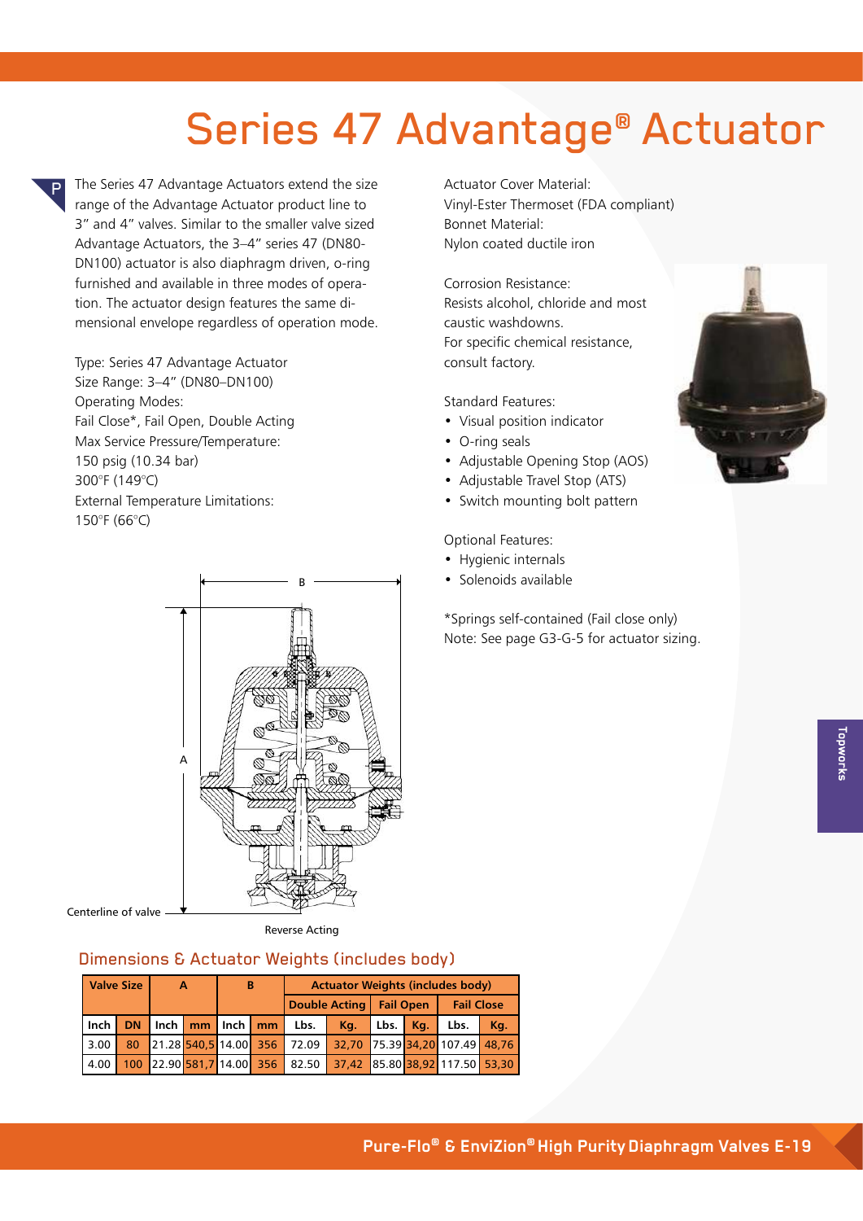# Series 47 Advantage® Actuator

The Series 47 Advantage Actuators extend the size range of the Advantage Actuator product line to 3" and 4" valves. Similar to the smaller valve sized Advantage Actuators, the 3–4" series 47 (DN80-DN100) actuator is also diaphragm driven, o-ring furnished and available in three modes of operation. The actuator design features the same dimensional envelope regardless of operation mode.

Type: Series 47 Advantage Actuator
Size Range: 3–4" (DN80–DN100)
Operating Modes:
Fail Close*, Fail Open, Double Acting
Max Service Pressure/Temperature:
150 psig (10.34 bar)
300°F (149°C)
External Temperature Limitations:
150°F (66°C)

Actuator Cover Material:
Vinyl-Ester Thermoset (FDA compliant)
Bonnet Material:
Nylon coated ductile iron

Corrosion Resistance:
Resists alcohol, chloride and most caustic washdowns.
For specific chemical resistance, consult factory.

Standard Features:

- Visual position indicator
- O-ring seals
- Adjustable Opening Stop (AOS)
- Adjustable Travel Stop (ATS)
- Switch mounting bolt pattern

Optional Features:

- Hygienic internals
- Solenoids available

*Springs self-contained (Fail close only)
Note: See page G3-G-5 for actuator sizing.

B

A

Centerline of valve

Reverse Acting

## Dimensions & Actuator Weights (includes body)

| Valve Size | | A | | B | | Actuator Weights (includes body) | | | | | |
|---|---|---|---|---|---|---|---|---|---|---|---|
| | | | | | | Double Acting | | Fail Open | | Fail Close | |
| Inch | DN | Inch | mm | Inch | mm | Lbs. | Kg. | Lbs. | Kg. | Lbs. | Kg. |
| 3.00 | 80 | 21.28 | 540,5 | 14.00 | 356 | 72.09 | 32,70 | 75.39 | 34,20 | 107.49 | 48,76 |
| 4.00 | 100 | 22.90 | 581,7 | 14.00 | 356 | 82.50 | 37,42 | 85.80 | 38,92 | 117.50 | 53,30 |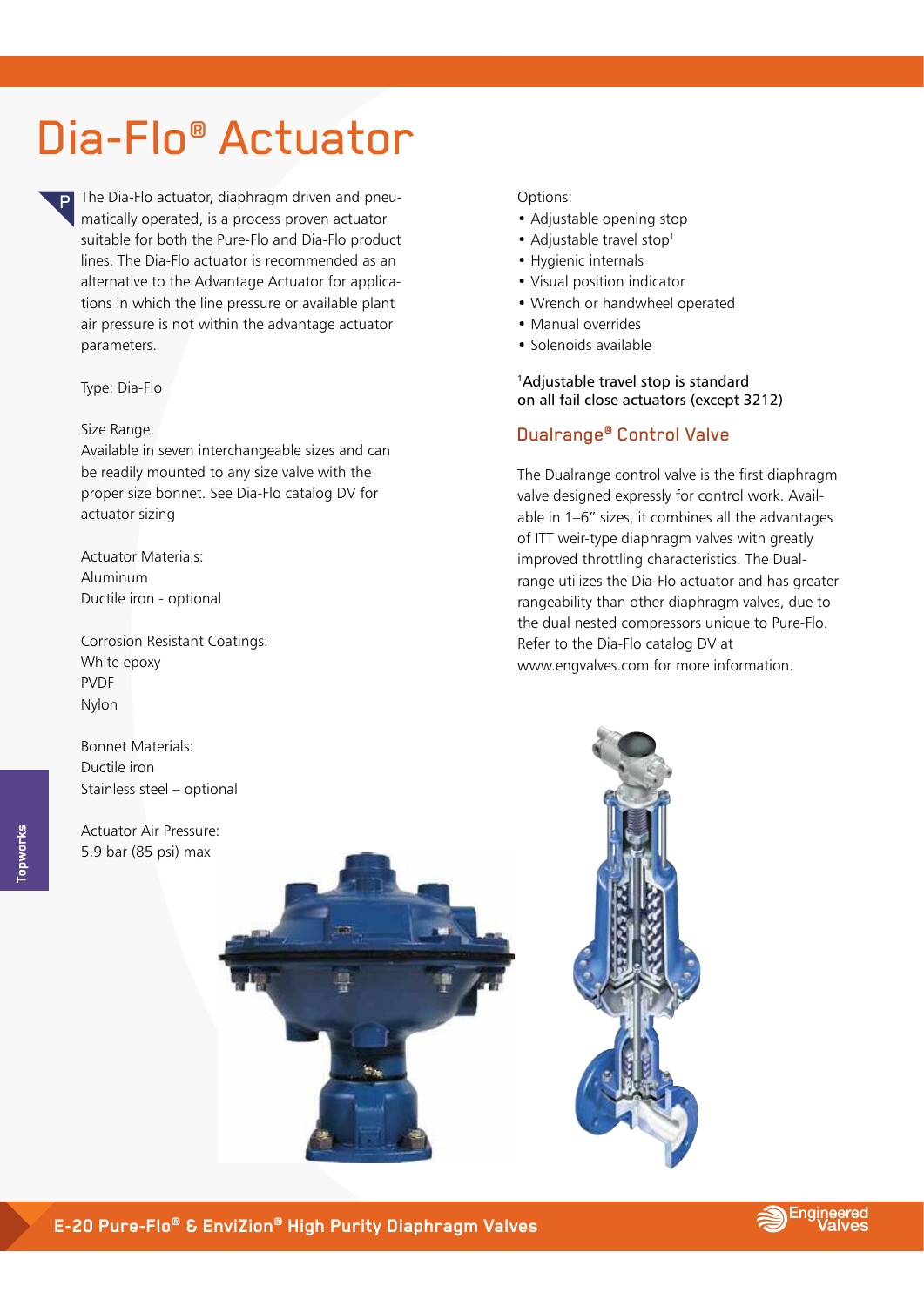# Dia-Flo® Actuator

The Dia-Flo actuator, diaphragm driven and pneumatically operated, is a process proven actuator suitable for both the Pure-Flo and Dia-Flo product lines. The Dia-Flo actuator is recommended as an alternative to the Advantage Actuator for applications in which the line pressure or available plant air pressure is not within the advantage actuator parameters.

Type: Dia-Flo

Size Range:
Available in seven interchangeable sizes and can be readily mounted to any size valve with the proper size bonnet. See Dia-Flo catalog DV for actuator sizing

Actuator Materials:
Aluminum
Ductile iron - optional

Corrosion Resistant Coatings:
White epoxy
PVDF
Nylon

Bonnet Materials:
Ductile iron
Stainless steel – optional

Actuator Air Pressure:
5.9 bar (85 psi) max

Options:

- Adjustable opening stop
- Adjustable travel stop[1]
- Hygienic internals
- Visual position indicator
- Wrench or handwheel operated
- Manual overrides
- Solenoids available

[1]Adjustable travel stop is standard on all fail close actuators (except 3212)

## Dualrange® Control Valve

The Dualrange control valve is the first diaphragm valve designed expressly for control work. Available in 1–6" sizes, it combines all the advantages of ITT weir-type diaphragm valves with greatly improved throttling characteristics. The Dualrange utilizes the Dia-Flo actuator and has greater rangeability than other diaphragm valves, due to the dual nested compressors unique to Pure-Flo. Refer to the Dia-Flo catalog DV at www.engvalves.com for more information.